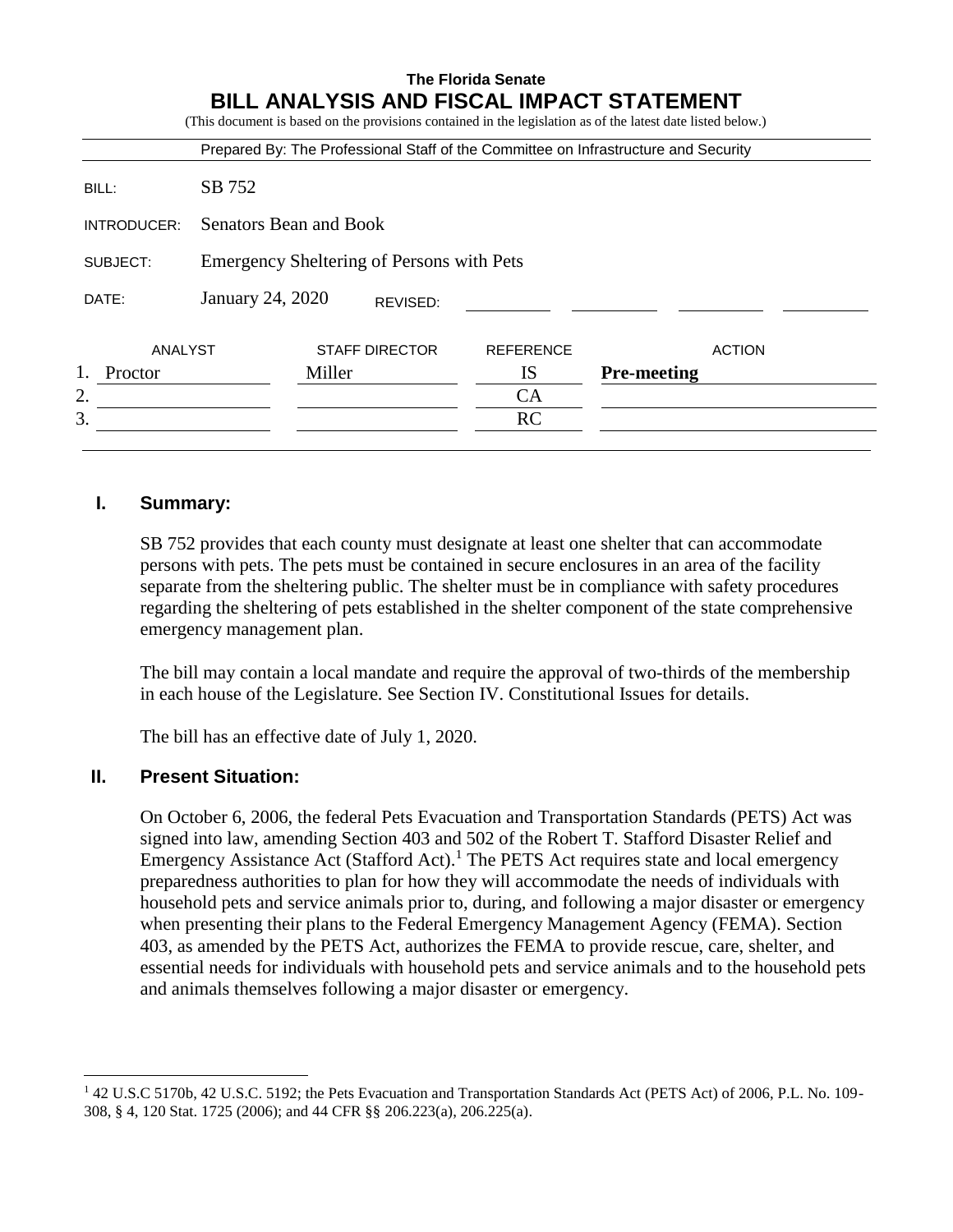**The Florida Senate**

# BILL ANALYSIS AND FISCAL IMPACT STATEMENT

(This document is based on the provisions contained in the legislation as of the latest date listed below.)

Prepared By: The Professional Staff of the Committee on Infrastructure and Security

| | |
|---|---|
| BILL: | SB 752 |
| INTRODUCER: | Senators Bean and Book |
| SUBJECT: | Emergency Sheltering of Persons with Pets |
| DATE: | January 24, 2020 REVISED: |

| | ANALYST | STAFF DIRECTOR | REFERENCE | ACTION |
|---|---|---|---|---|
| 1. | Proctor | Miller | IS | **Pre-meeting** |
| 2. | | | CA | |
| 3. | | | RC | |

## I. Summary:

SB 752 provides that each county must designate at least one shelter that can accommodate persons with pets. The pets must be contained in secure enclosures in an area of the facility separate from the sheltering public. The shelter must be in compliance with safety procedures regarding the sheltering of pets established in the shelter component of the state comprehensive emergency management plan.

The bill may contain a local mandate and require the approval of two-thirds of the membership in each house of the Legislature. See Section IV. Constitutional Issues for details.

The bill has an effective date of July 1, 2020.

## II. Present Situation:

On October 6, 2006, the federal Pets Evacuation and Transportation Standards (PETS) Act was signed into law, amending Section 403 and 502 of the Robert T. Stafford Disaster Relief and Emergency Assistance Act (Stafford Act).[1] The PETS Act requires state and local emergency preparedness authorities to plan for how they will accommodate the needs of individuals with household pets and service animals prior to, during, and following a major disaster or emergency when presenting their plans to the Federal Emergency Management Agency (FEMA). Section 403, as amended by the PETS Act, authorizes the FEMA to provide rescue, care, shelter, and essential needs for individuals with household pets and service animals and to the household pets and animals themselves following a major disaster or emergency.

---

[1] 42 U.S.C 5170b, 42 U.S.C. 5192; the Pets Evacuation and Transportation Standards Act (PETS Act) of 2006, P.L. No. 109-308, § 4, 120 Stat. 1725 (2006); and 44 CFR §§ 206.223(a), 206.225(a).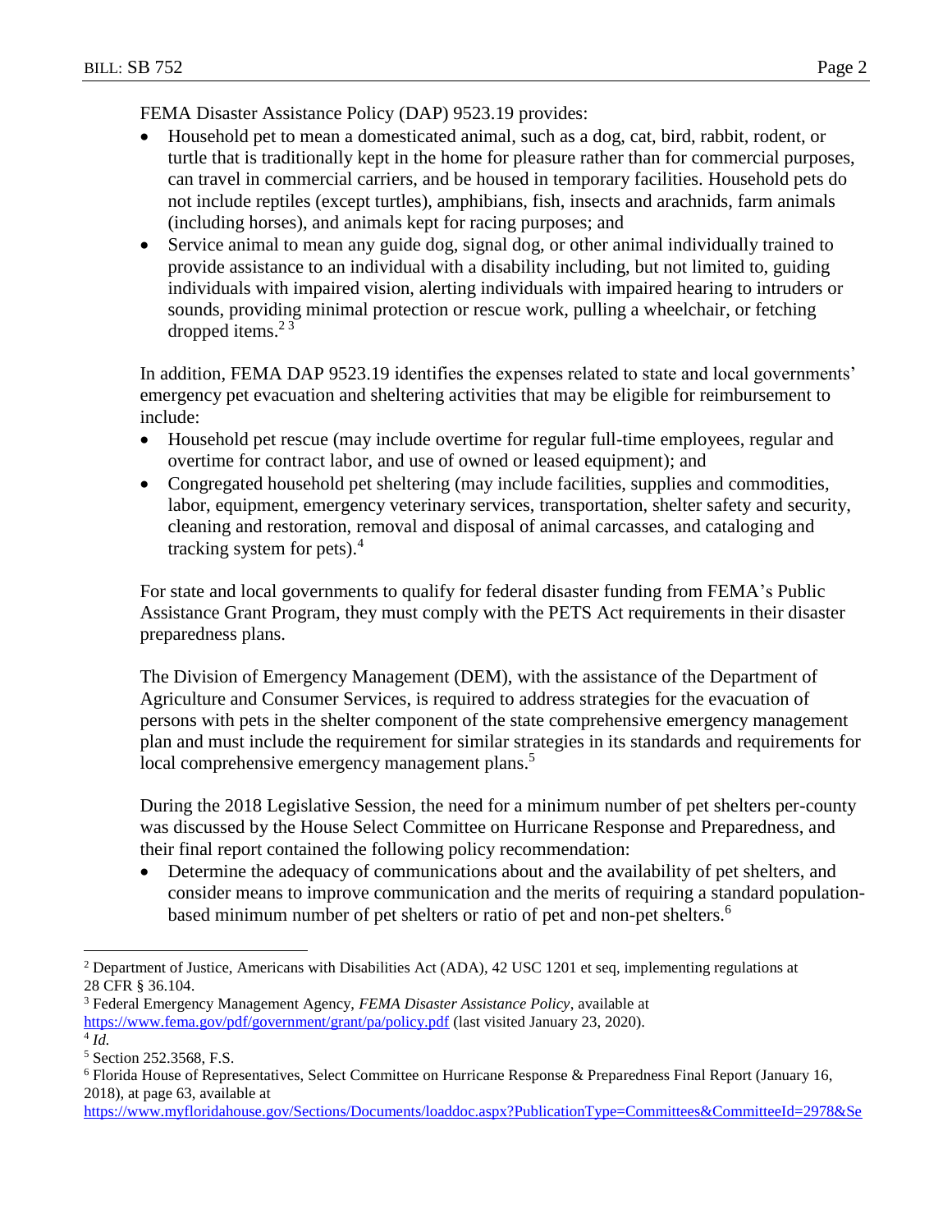FEMA Disaster Assistance Policy (DAP) 9523.19 provides:

- Household pet to mean a domesticated animal, such as a dog, cat, bird, rabbit, rodent, or turtle that is traditionally kept in the home for pleasure rather than for commercial purposes, can travel in commercial carriers, and be housed in temporary facilities. Household pets do not include reptiles (except turtles), amphibians, fish, insects and arachnids, farm animals (including horses), and animals kept for racing purposes; and
- Service animal to mean any guide dog, signal dog, or other animal individually trained to provide assistance to an individual with a disability including, but not limited to, guiding individuals with impaired vision, alerting individuals with impaired hearing to intruders or sounds, providing minimal protection or rescue work, pulling a wheelchair, or fetching dropped items.[2] [3]

In addition, FEMA DAP 9523.19 identifies the expenses related to state and local governments' emergency pet evacuation and sheltering activities that may be eligible for reimbursement to include:

- Household pet rescue (may include overtime for regular full-time employees, regular and overtime for contract labor, and use of owned or leased equipment); and
- Congregated household pet sheltering (may include facilities, supplies and commodities, labor, equipment, emergency veterinary services, transportation, shelter safety and security, cleaning and restoration, removal and disposal of animal carcasses, and cataloging and tracking system for pets).[4]

For state and local governments to qualify for federal disaster funding from FEMA's Public Assistance Grant Program, they must comply with the PETS Act requirements in their disaster preparedness plans.

The Division of Emergency Management (DEM), with the assistance of the Department of Agriculture and Consumer Services, is required to address strategies for the evacuation of persons with pets in the shelter component of the state comprehensive emergency management plan and must include the requirement for similar strategies in its standards and requirements for local comprehensive emergency management plans.[5]

During the 2018 Legislative Session, the need for a minimum number of pet shelters per-county was discussed by the House Select Committee on Hurricane Response and Preparedness, and their final report contained the following policy recommendation:

- Determine the adequacy of communications about and the availability of pet shelters, and consider means to improve communication and the merits of requiring a standard population-based minimum number of pet shelters or ratio of pet and non-pet shelters.[6]

---

[2] Department of Justice, Americans with Disabilities Act (ADA), 42 USC 1201 et seq, implementing regulations at 28 CFR § 36.104.

[3] Federal Emergency Management Agency, *FEMA Disaster Assistance Policy*, available at https://www.fema.gov/pdf/government/grant/pa/policy.pdf (last visited January 23, 2020).

[4] *Id.*

[5] Section 252.3568, F.S.

[6] Florida House of Representatives, Select Committee on Hurricane Response & Preparedness Final Report (January 16, 2018), at page 63, available at https://www.myfloridahouse.gov/Sections/Documents/loaddoc.aspx?PublicationType=Committees&CommitteeId=2978&Se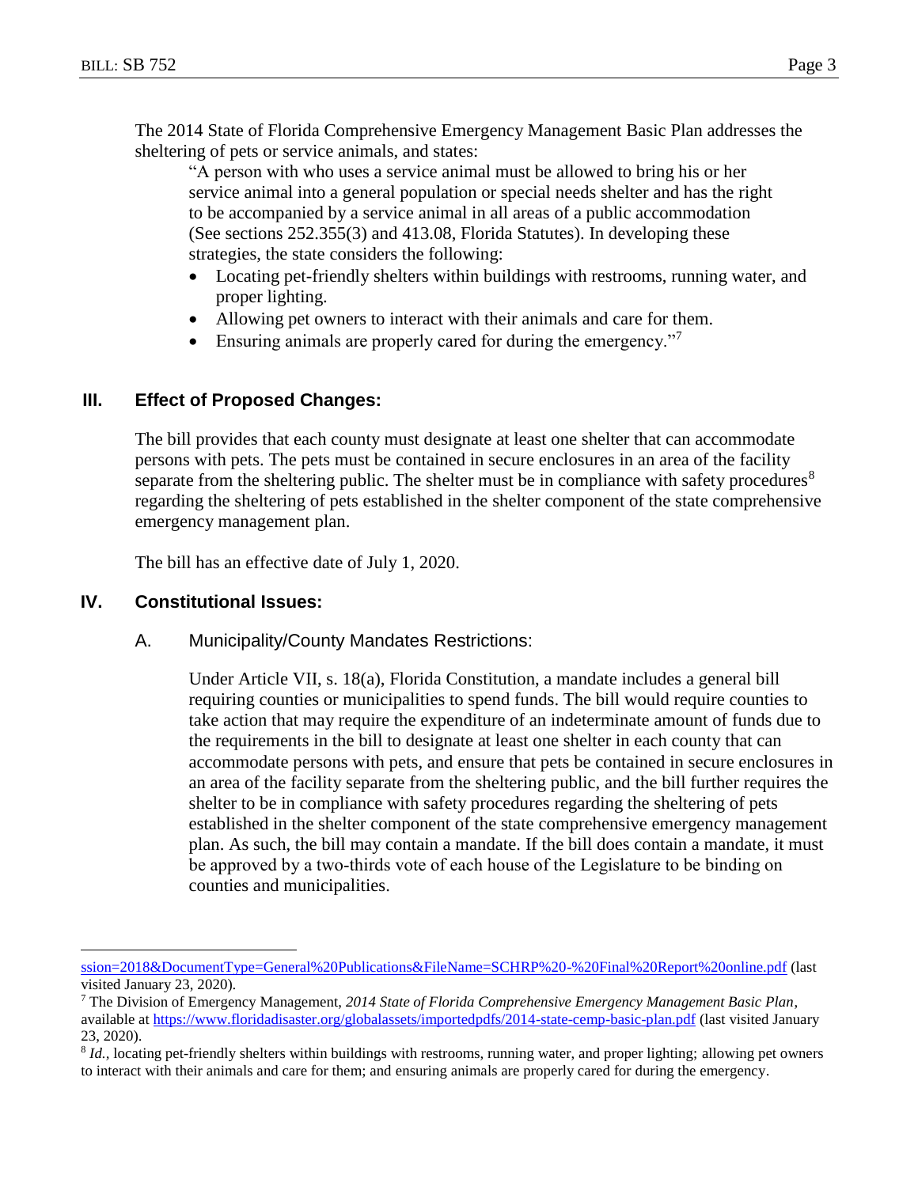The 2014 State of Florida Comprehensive Emergency Management Basic Plan addresses the sheltering of pets or service animals, and states:

> "A person with who uses a service animal must be allowed to bring his or her service animal into a general population or special needs shelter and has the right to be accompanied by a service animal in all areas of a public accommodation (See sections 252.355(3) and 413.08, Florida Statutes). In developing these strategies, the state considers the following:
>
> - Locating pet-friendly shelters within buildings with restrooms, running water, and proper lighting.
> - Allowing pet owners to interact with their animals and care for them.
> - Ensuring animals are properly cared for during the emergency."[7]

## III. Effect of Proposed Changes:

The bill provides that each county must designate at least one shelter that can accommodate persons with pets. The pets must be contained in secure enclosures in an area of the facility separate from the sheltering public. The shelter must be in compliance with safety procedures[8] regarding the sheltering of pets established in the shelter component of the state comprehensive emergency management plan.

The bill has an effective date of July 1, 2020.

## IV. Constitutional Issues:

### A. Municipality/County Mandates Restrictions:

Under Article VII, s. 18(a), Florida Constitution, a mandate includes a general bill requiring counties or municipalities to spend funds. The bill would require counties to take action that may require the expenditure of an indeterminate amount of funds due to the requirements in the bill to designate at least one shelter in each county that can accommodate persons with pets, and ensure that pets be contained in secure enclosures in an area of the facility separate from the sheltering public, and the bill further requires the shelter to be in compliance with safety procedures regarding the sheltering of pets established in the shelter component of the state comprehensive emergency management plan. As such, the bill may contain a mandate. If the bill does contain a mandate, it must be approved by a two-thirds vote of each house of the Legislature to be binding on counties and municipalities.

---

ssion=2018&DocumentType=General%20Publications&FileName=SCHRP%20-%20Final%20Report%20online.pdf (last visited January 23, 2020).

[7] The Division of Emergency Management, *2014 State of Florida Comprehensive Emergency Management Basic Plan*, available at https://www.floridadisaster.org/globalassets/importedpdfs/2014-state-cemp-basic-plan.pdf (last visited January 23, 2020).

[8] *Id.*, locating pet-friendly shelters within buildings with restrooms, running water, and proper lighting; allowing pet owners to interact with their animals and care for them; and ensuring animals are properly cared for during the emergency.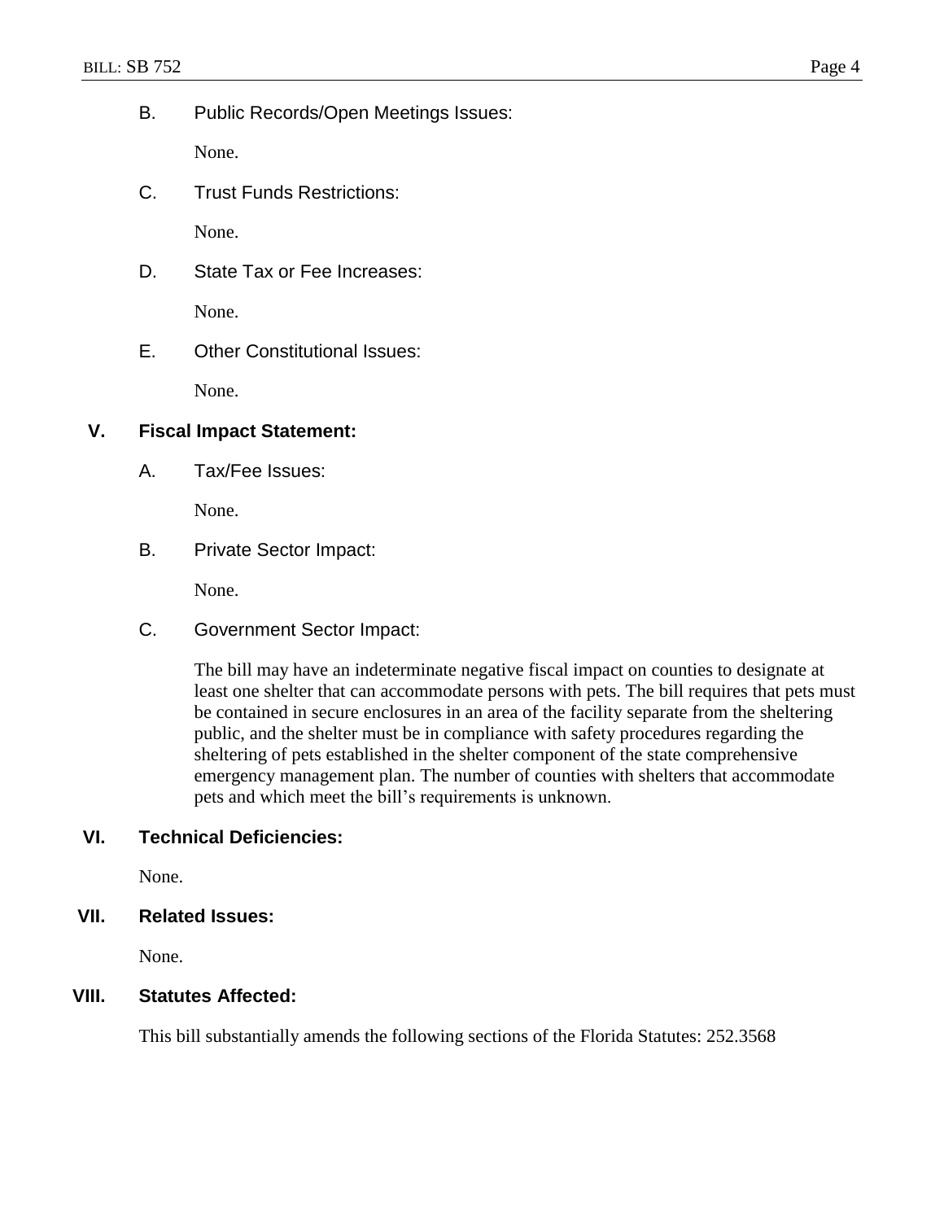B. Public Records/Open Meetings Issues:

None.

C. Trust Funds Restrictions:

None.

D. State Tax or Fee Increases:

None.

E. Other Constitutional Issues:

None.

## V. Fiscal Impact Statement:

A. Tax/Fee Issues:

None.

B. Private Sector Impact:

None.

C. Government Sector Impact:

The bill may have an indeterminate negative fiscal impact on counties to designate at least one shelter that can accommodate persons with pets. The bill requires that pets must be contained in secure enclosures in an area of the facility separate from the sheltering public, and the shelter must be in compliance with safety procedures regarding the sheltering of pets established in the shelter component of the state comprehensive emergency management plan. The number of counties with shelters that accommodate pets and which meet the bill's requirements is unknown.

## VI. Technical Deficiencies:

None.

## VII. Related Issues:

None.

## VIII. Statutes Affected:

This bill substantially amends the following sections of the Florida Statutes: 252.3568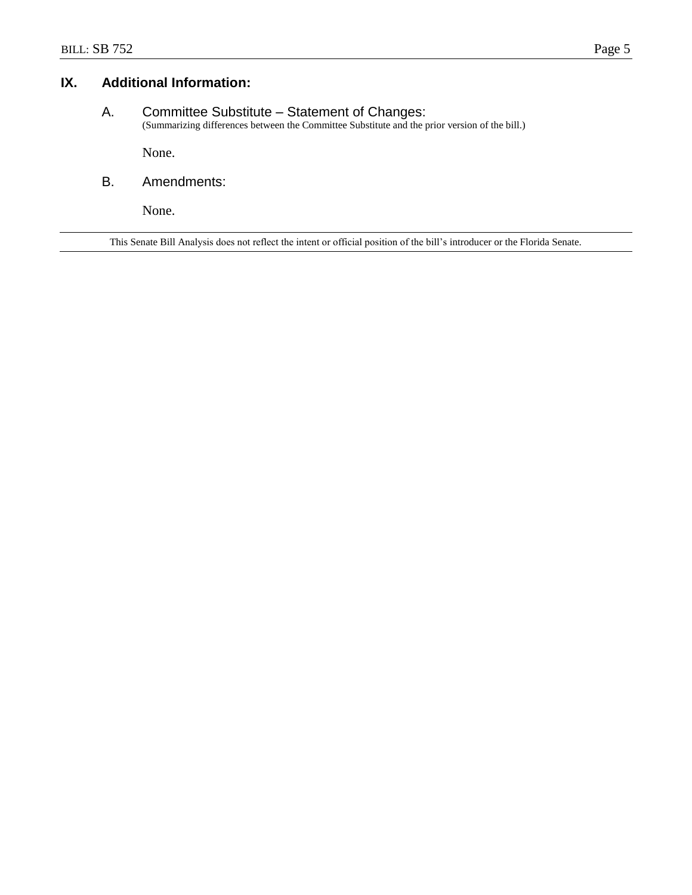## IX. Additional Information:

### A. Committee Substitute – Statement of Changes:

(Summarizing differences between the Committee Substitute and the prior version of the bill.)

None.

### B. Amendments:

None.

---

This Senate Bill Analysis does not reflect the intent or official position of the bill's introducer or the Florida Senate.